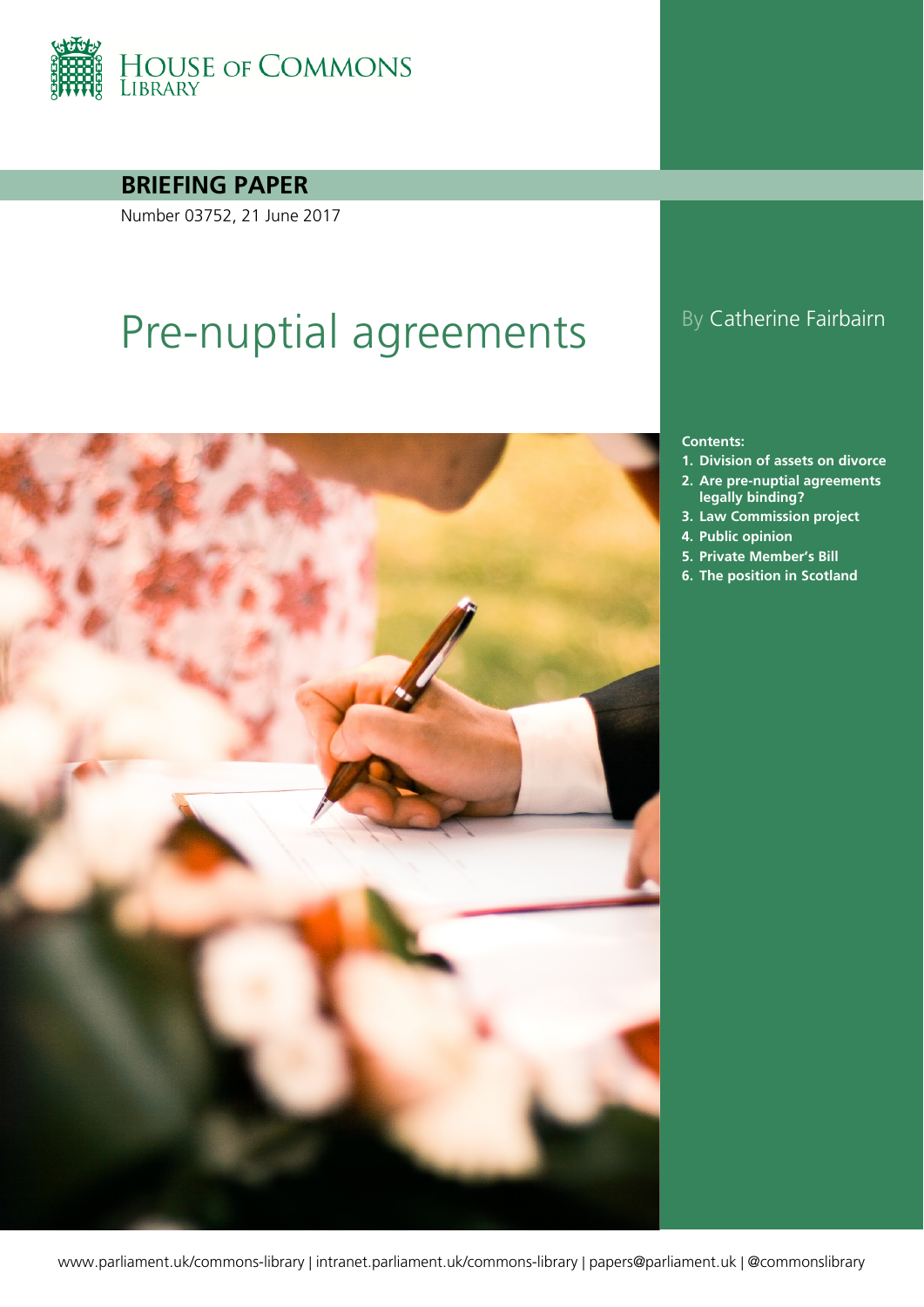HOUSE OF COMMONS LIBRARY

**BRIEFING PAPER**

Number 03752, 21 June 2017

# Pre-nuptial agreements

By Catherine Fairbairn

**Contents:**

1. **Division of assets on divorce**
2. **Are pre-nuptial agreements legally binding?**
3. **Law Commission project**
4. **Public opinion**
5. **Private Member's Bill**
6. **The position in Scotland**

www.parliament.uk/commons-library | intranet.parliament.uk/commons-library | papers@parliament.uk | @commonslibrary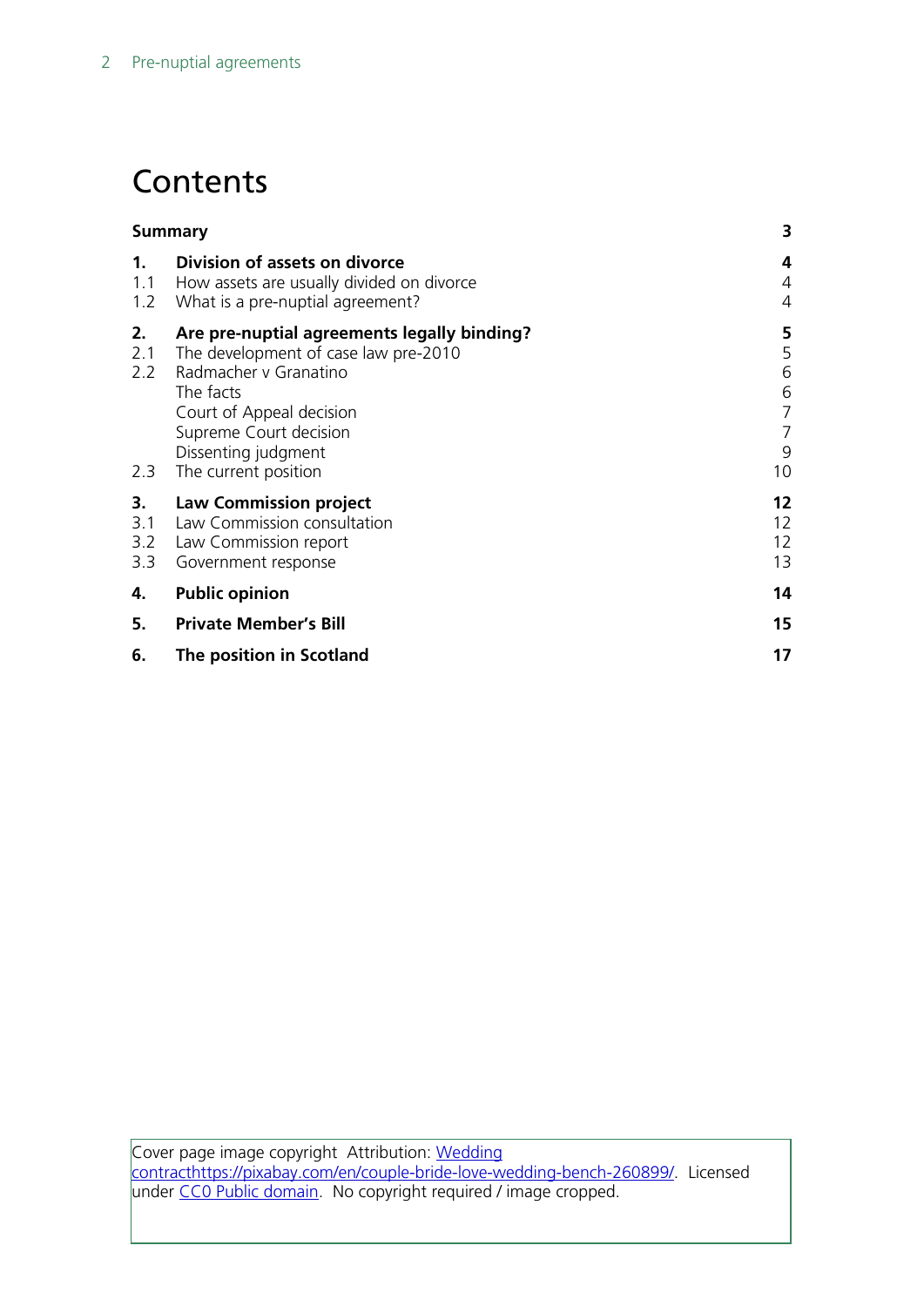# Contents

| | | |
|---|---|---|
| **Summary** | | **3** |
| **1.** | **Division of assets on divorce** | **4** |
| 1.1 | How assets are usually divided on divorce | 4 |
| 1.2 | What is a pre-nuptial agreement? | 4 |
| **2.** | **Are pre-nuptial agreements legally binding?** | **5** |
| 2.1 | The development of case law pre-2010 | 5 |
| 2.2 | Radmacher v Granatino | 6 |
| | The facts | 6 |
| | Court of Appeal decision | 7 |
| | Supreme Court decision | 7 |
| | Dissenting judgment | 9 |
| 2.3 | The current position | 10 |
| **3.** | **Law Commission project** | **12** |
| 3.1 | Law Commission consultation | 12 |
| 3.2 | Law Commission report | 12 |
| 3.3 | Government response | 13 |
| **4.** | **Public opinion** | **14** |
| **5.** | **Private Member's Bill** | **15** |
| **6.** | **The position in Scotland** | **17** |

Cover page image copyright Attribution: Wedding contracthttps://pixabay.com/en/couple-bride-love-wedding-bench-260899/. Licensed under CC0 Public domain. No copyright required / image cropped.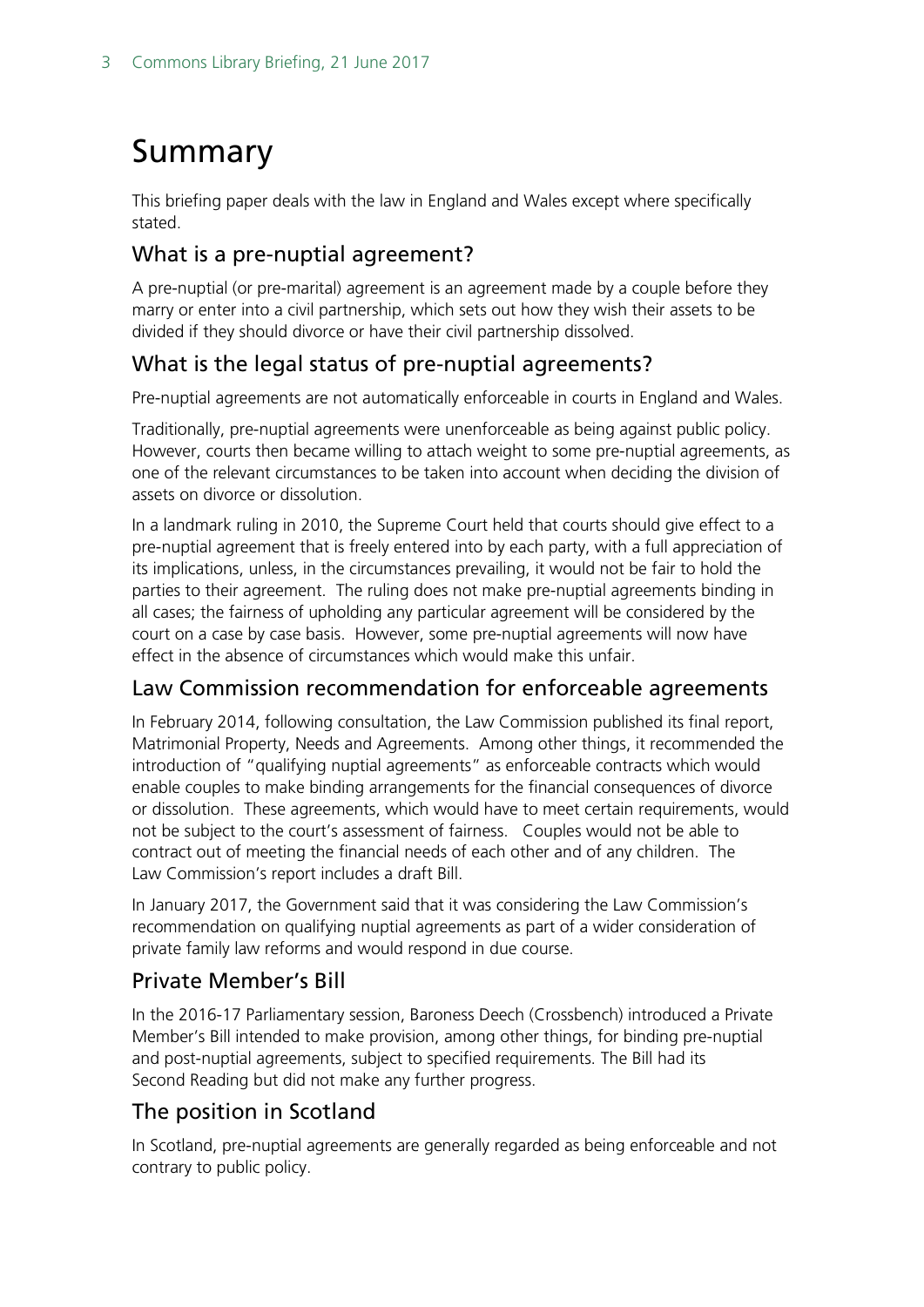# Summary

This briefing paper deals with the law in England and Wales except where specifically stated.

## What is a pre-nuptial agreement?

A pre-nuptial (or pre-marital) agreement is an agreement made by a couple before they marry or enter into a civil partnership, which sets out how they wish their assets to be divided if they should divorce or have their civil partnership dissolved.

## What is the legal status of pre-nuptial agreements?

Pre-nuptial agreements are not automatically enforceable in courts in England and Wales.

Traditionally, pre-nuptial agreements were unenforceable as being against public policy. However, courts then became willing to attach weight to some pre-nuptial agreements, as one of the relevant circumstances to be taken into account when deciding the division of assets on divorce or dissolution.

In a landmark ruling in 2010, the Supreme Court held that courts should give effect to a pre-nuptial agreement that is freely entered into by each party, with a full appreciation of its implications, unless, in the circumstances prevailing, it would not be fair to hold the parties to their agreement. The ruling does not make pre-nuptial agreements binding in all cases; the fairness of upholding any particular agreement will be considered by the court on a case by case basis. However, some pre-nuptial agreements will now have effect in the absence of circumstances which would make this unfair.

## Law Commission recommendation for enforceable agreements

In February 2014, following consultation, the Law Commission published its final report, Matrimonial Property, Needs and Agreements. Among other things, it recommended the introduction of "qualifying nuptial agreements" as enforceable contracts which would enable couples to make binding arrangements for the financial consequences of divorce or dissolution. These agreements, which would have to meet certain requirements, would not be subject to the court's assessment of fairness. Couples would not be able to contract out of meeting the financial needs of each other and of any children. The Law Commission's report includes a draft Bill.

In January 2017, the Government said that it was considering the Law Commission's recommendation on qualifying nuptial agreements as part of a wider consideration of private family law reforms and would respond in due course.

## Private Member's Bill

In the 2016-17 Parliamentary session, Baroness Deech (Crossbench) introduced a Private Member's Bill intended to make provision, among other things, for binding pre-nuptial and post-nuptial agreements, subject to specified requirements. The Bill had its Second Reading but did not make any further progress.

## The position in Scotland

In Scotland, pre-nuptial agreements are generally regarded as being enforceable and not contrary to public policy.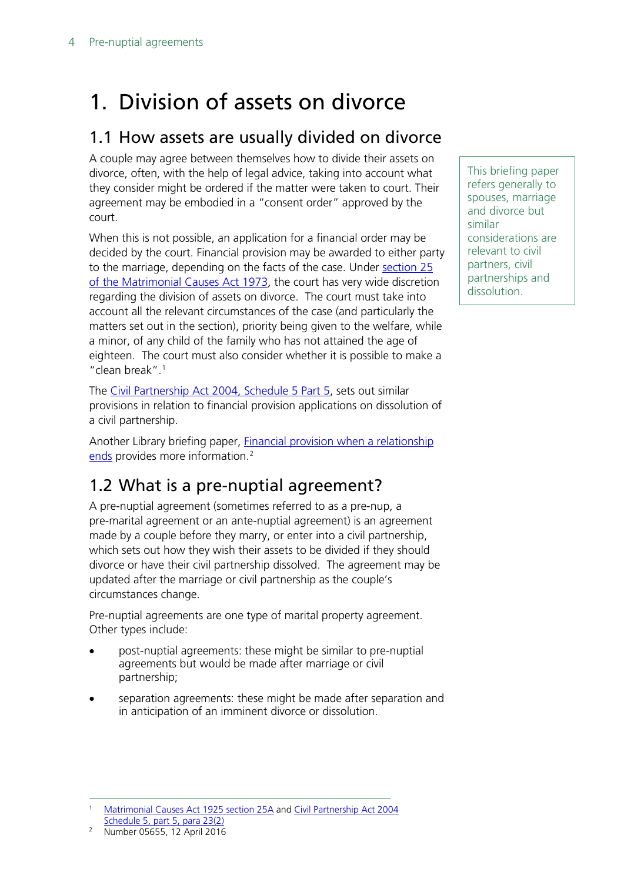# 1. Division of assets on divorce

## 1.1 How assets are usually divided on divorce

A couple may agree between themselves how to divide their assets on divorce, often, with the help of legal advice, taking into account what they consider might be ordered if the matter were taken to court. Their agreement may be embodied in a "consent order" approved by the court.

When this is not possible, an application for a financial order may be decided by the court. Financial provision may be awarded to either party to the marriage, depending on the facts of the case. Under section 25 of the Matrimonial Causes Act 1973, the court has very wide discretion regarding the division of assets on divorce. The court must take into account all the relevant circumstances of the case (and particularly the matters set out in the section), priority being given to the welfare, while a minor, of any child of the family who has not attained the age of eighteen. The court must also consider whether it is possible to make a "clean break".[1]

The Civil Partnership Act 2004, Schedule 5 Part 5, sets out similar provisions in relation to financial provision applications on dissolution of a civil partnership.

Another Library briefing paper, Financial provision when a relationship ends provides more information.[2]

This briefing paper refers generally to spouses, marriage and divorce but similar considerations are relevant to civil partners, civil partnerships and dissolution.

## 1.2 What is a pre-nuptial agreement?

A pre-nuptial agreement (sometimes referred to as a pre-nup, a pre-marital agreement or an ante-nuptial agreement) is an agreement made by a couple before they marry, or enter into a civil partnership, which sets out how they wish their assets to be divided if they should divorce or have their civil partnership dissolved. The agreement may be updated after the marriage or civil partnership as the couple's circumstances change.

Pre-nuptial agreements are one type of marital property agreement. Other types include:

- post-nuptial agreements: these might be similar to pre-nuptial agreements but would be made after marriage or civil partnership;
- separation agreements: these might be made after separation and in anticipation of an imminent divorce or dissolution.

[1] Matrimonial Causes Act 1925 section 25A and Civil Partnership Act 2004 Schedule 5, part 5, para 23(2)

[2] Number 05655, 12 April 2016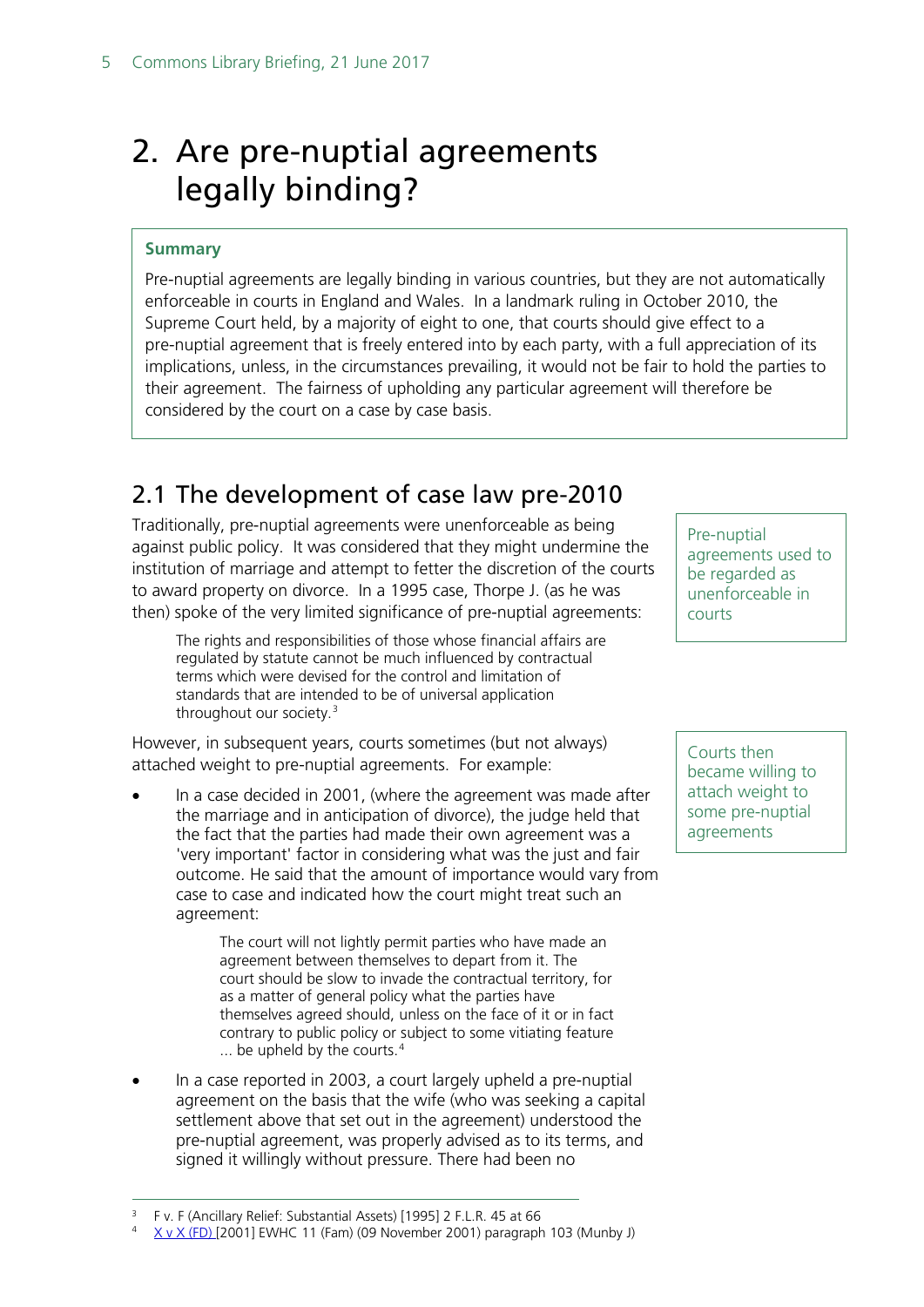# 2. Are pre-nuptial agreements legally binding?

**Summary**

Pre-nuptial agreements are legally binding in various countries, but they are not automatically enforceable in courts in England and Wales. In a landmark ruling in October 2010, the Supreme Court held, by a majority of eight to one, that courts should give effect to a pre-nuptial agreement that is freely entered into by each party, with a full appreciation of its implications, unless, in the circumstances prevailing, it would not be fair to hold the parties to their agreement. The fairness of upholding any particular agreement will therefore be considered by the court on a case by case basis.

## 2.1 The development of case law pre-2010

Pre-nuptial agreements used to be regarded as unenforceable in courts

Traditionally, pre-nuptial agreements were unenforceable as being against public policy. It was considered that they might undermine the institution of marriage and attempt to fetter the discretion of the courts to award property on divorce. In a 1995 case, Thorpe J. (as he was then) spoke of the very limited significance of pre-nuptial agreements:

> The rights and responsibilities of those whose financial affairs are regulated by statute cannot be much influenced by contractual terms which were devised for the control and limitation of standards that are intended to be of universal application throughout our society.[3]

Courts then became willing to attach weight to some pre-nuptial agreements

However, in subsequent years, courts sometimes (but not always) attached weight to pre-nuptial agreements. For example:

- In a case decided in 2001, (where the agreement was made after the marriage and in anticipation of divorce), the judge held that the fact that the parties had made their own agreement was a 'very important' factor in considering what was the just and fair outcome. He said that the amount of importance would vary from case to case and indicated how the court might treat such an agreement:

  > The court will not lightly permit parties who have made an agreement between themselves to depart from it. The court should be slow to invade the contractual territory, for as a matter of general policy what the parties have themselves agreed should, unless on the face of it or in fact contrary to public policy or subject to some vitiating feature ... be upheld by the courts.[4]

- In a case reported in 2003, a court largely upheld a pre-nuptial agreement on the basis that the wife (who was seeking a capital settlement above that set out in the agreement) understood the pre-nuptial agreement, was properly advised as to its terms, and signed it willingly without pressure. There had been no

---

[3] F v. F (Ancillary Relief: Substantial Assets) [1995] 2 F.L.R. 45 at 66

[4] X v X (FD) [2001] EWHC 11 (Fam) (09 November 2001) paragraph 103 (Munby J)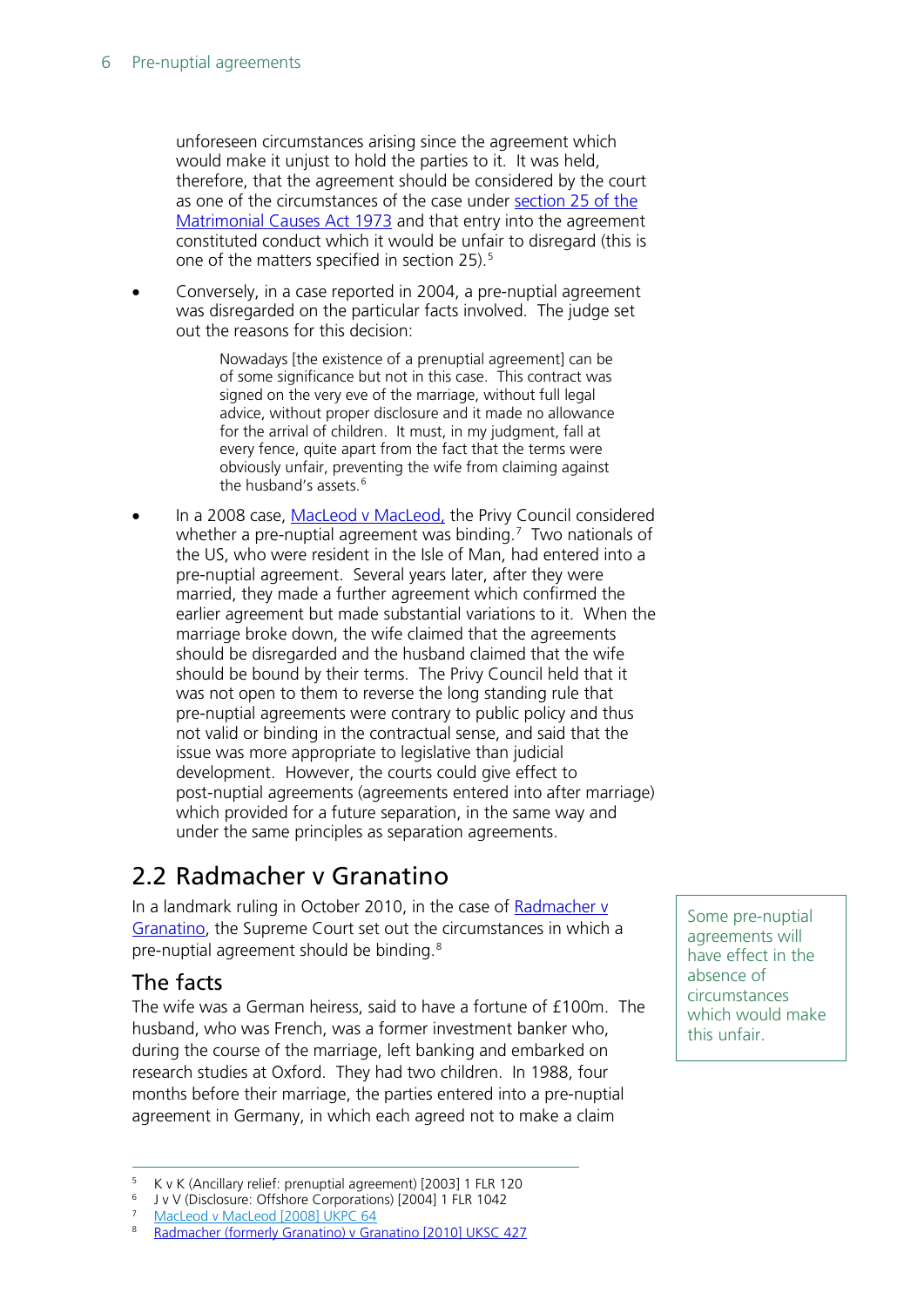unforeseen circumstances arising since the agreement which would make it unjust to hold the parties to it. It was held, therefore, that the agreement should be considered by the court as one of the circumstances of the case under section 25 of the Matrimonial Causes Act 1973 and that entry into the agreement constituted conduct which it would be unfair to disregard (this is one of the matters specified in section 25).[5]

- Conversely, in a case reported in 2004, a pre-nuptial agreement was disregarded on the particular facts involved. The judge set out the reasons for this decision:

  > Nowadays [the existence of a prenuptial agreement] can be of some significance but not in this case. This contract was signed on the very eve of the marriage, without full legal advice, without proper disclosure and it made no allowance for the arrival of children. It must, in my judgment, fall at every fence, quite apart from the fact that the terms were obviously unfair, preventing the wife from claiming against the husband's assets.[6]

- In a 2008 case, MacLeod v MacLeod, the Privy Council considered whether a pre-nuptial agreement was binding.[7] Two nationals of the US, who were resident in the Isle of Man, had entered into a pre-nuptial agreement. Several years later, after they were married, they made a further agreement which confirmed the earlier agreement but made substantial variations to it. When the marriage broke down, the wife claimed that the agreements should be disregarded and the husband claimed that the wife should be bound by their terms. The Privy Council held that it was not open to them to reverse the long standing rule that pre-nuptial agreements were contrary to public policy and thus not valid or binding in the contractual sense, and said that the issue was more appropriate to legislative than judicial development. However, the courts could give effect to post-nuptial agreements (agreements entered into after marriage) which provided for a future separation, in the same way and under the same principles as separation agreements.

## 2.2 Radmacher v Granatino

In a landmark ruling in October 2010, in the case of Radmacher v Granatino, the Supreme Court set out the circumstances in which a pre-nuptial agreement should be binding.[8]

Some pre-nuptial agreements will have effect in the absence of circumstances which would make this unfair.

### The facts

The wife was a German heiress, said to have a fortune of £100m. The husband, who was French, was a former investment banker who, during the course of the marriage, left banking and embarked on research studies at Oxford. They had two children. In 1988, four months before their marriage, the parties entered into a pre-nuptial agreement in Germany, in which each agreed not to make a claim

---

5 K v K (Ancillary relief: prenuptial agreement) [2003] 1 FLR 120

6 J v V (Disclosure: Offshore Corporations) [2004] 1 FLR 1042

7 MacLeod v MacLeod [2008] UKPC 64

8 Radmacher (formerly Granatino) v Granatino [2010] UKSC 427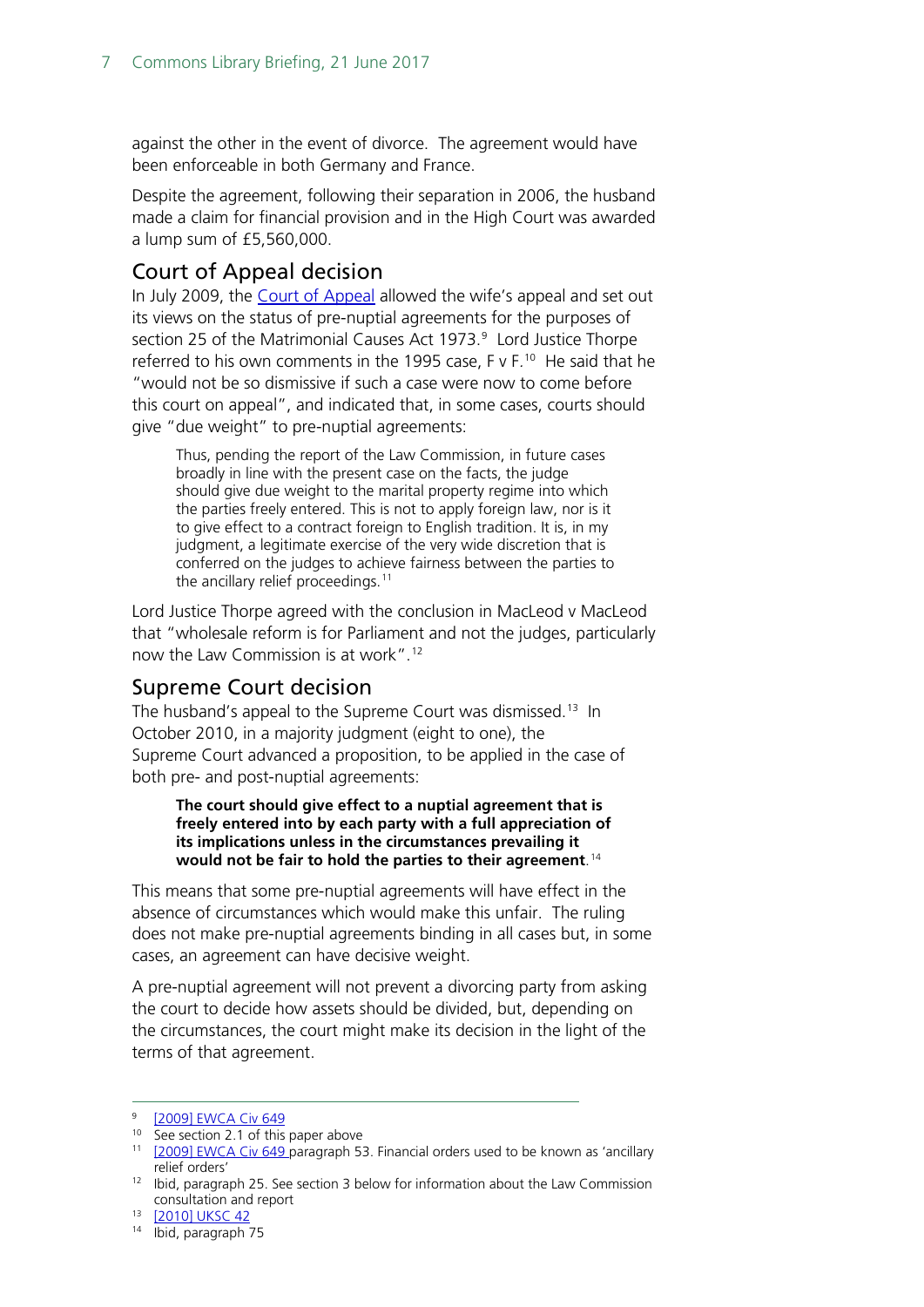against the other in the event of divorce. The agreement would have been enforceable in both Germany and France.

Despite the agreement, following their separation in 2006, the husband made a claim for financial provision and in the High Court was awarded a lump sum of £5,560,000.

## Court of Appeal decision

In July 2009, the Court of Appeal allowed the wife's appeal and set out its views on the status of pre-nuptial agreements for the purposes of section 25 of the Matrimonial Causes Act 1973.[9] Lord Justice Thorpe referred to his own comments in the 1995 case, F v F.[10] He said that he "would not be so dismissive if such a case were now to come before this court on appeal", and indicated that, in some cases, courts should give "due weight" to pre-nuptial agreements:

> Thus, pending the report of the Law Commission, in future cases broadly in line with the present case on the facts, the judge should give due weight to the marital property regime into which the parties freely entered. This is not to apply foreign law, nor is it to give effect to a contract foreign to English tradition. It is, in my judgment, a legitimate exercise of the very wide discretion that is conferred on the judges to achieve fairness between the parties to the ancillary relief proceedings.[11]

Lord Justice Thorpe agreed with the conclusion in MacLeod v MacLeod that "wholesale reform is for Parliament and not the judges, particularly now the Law Commission is at work".[12]

## Supreme Court decision

The husband's appeal to the Supreme Court was dismissed.[13] In October 2010, in a majority judgment (eight to one), the Supreme Court advanced a proposition, to be applied in the case of both pre- and post-nuptial agreements:

> **The court should give effect to a nuptial agreement that is freely entered into by each party with a full appreciation of its implications unless in the circumstances prevailing it would not be fair to hold the parties to their agreement**.[14]

This means that some pre-nuptial agreements will have effect in the absence of circumstances which would make this unfair. The ruling does not make pre-nuptial agreements binding in all cases but, in some cases, an agreement can have decisive weight.

A pre-nuptial agreement will not prevent a divorcing party from asking the court to decide how assets should be divided, but, depending on the circumstances, the court might make its decision in the light of the terms of that agreement.

---

[9] [2009] EWCA Civ 649
[10] See section 2.1 of this paper above
[11] [2009] EWCA Civ 649 paragraph 53. Financial orders used to be known as 'ancillary relief orders'
[12] Ibid, paragraph 25. See section 3 below for information about the Law Commission consultation and report
[13] [2010] UKSC 42
[14] Ibid, paragraph 75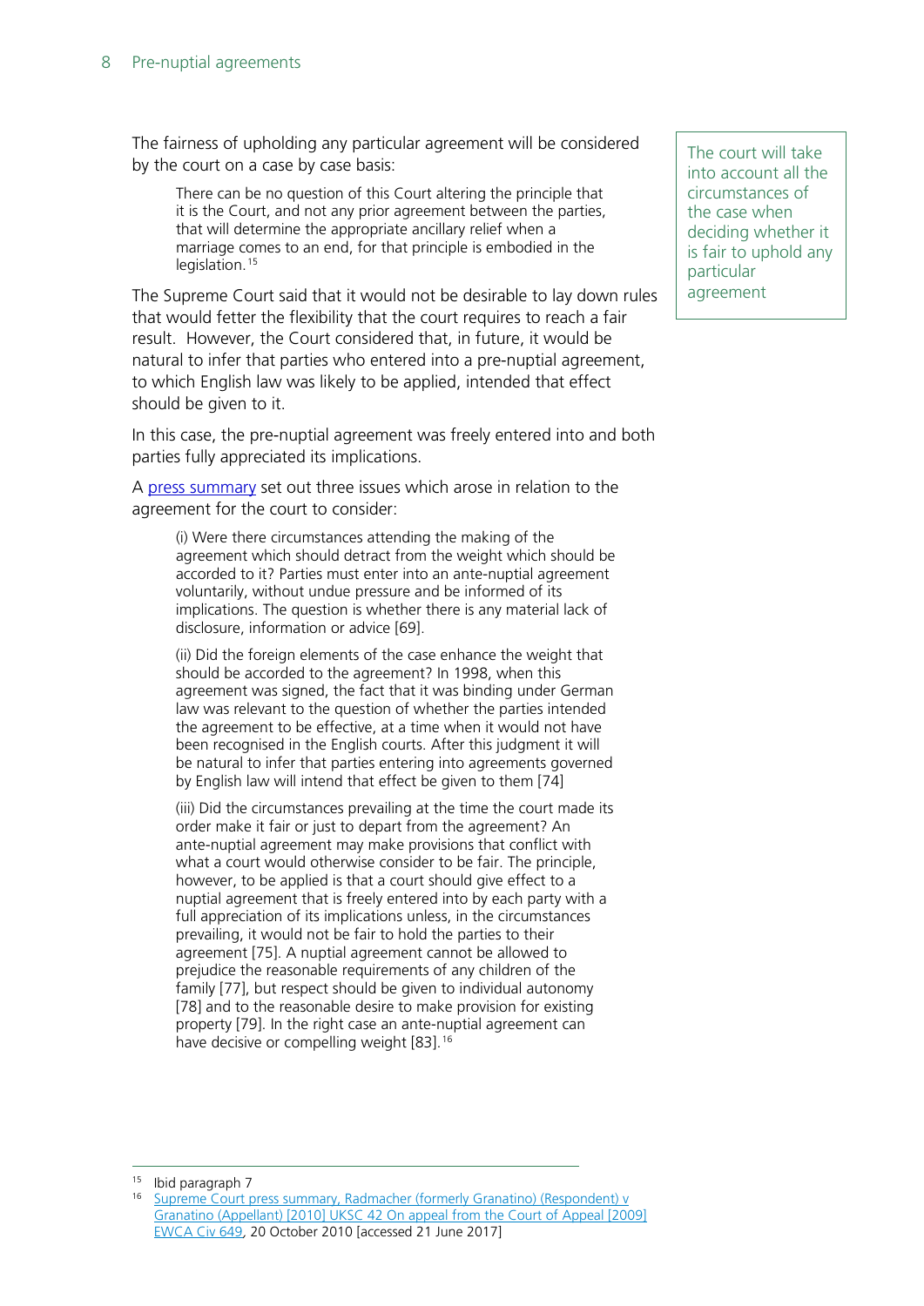The fairness of upholding any particular agreement will be considered by the court on a case by case basis:

> There can be no question of this Court altering the principle that it is the Court, and not any prior agreement between the parties, that will determine the appropriate ancillary relief when a marriage comes to an end, for that principle is embodied in the legislation.[15]

The court will take into account all the circumstances of the case when deciding whether it is fair to uphold any particular agreement

The Supreme Court said that it would not be desirable to lay down rules that would fetter the flexibility that the court requires to reach a fair result. However, the Court considered that, in future, it would be natural to infer that parties who entered into a pre-nuptial agreement, to which English law was likely to be applied, intended that effect should be given to it.

In this case, the pre-nuptial agreement was freely entered into and both parties fully appreciated its implications.

A press summary set out three issues which arose in relation to the agreement for the court to consider:

> (i) Were there circumstances attending the making of the agreement which should detract from the weight which should be accorded to it? Parties must enter into an ante-nuptial agreement voluntarily, without undue pressure and be informed of its implications. The question is whether there is any material lack of disclosure, information or advice [69].
>
> (ii) Did the foreign elements of the case enhance the weight that should be accorded to the agreement? In 1998, when this agreement was signed, the fact that it was binding under German law was relevant to the question of whether the parties intended the agreement to be effective, at a time when it would not have been recognised in the English courts. After this judgment it will be natural to infer that parties entering into agreements governed by English law will intend that effect be given to them [74]
>
> (iii) Did the circumstances prevailing at the time the court made its order make it fair or just to depart from the agreement? An ante-nuptial agreement may make provisions that conflict with what a court would otherwise consider to be fair. The principle, however, to be applied is that a court should give effect to a nuptial agreement that is freely entered into by each party with a full appreciation of its implications unless, in the circumstances prevailing, it would not be fair to hold the parties to their agreement [75]. A nuptial agreement cannot be allowed to prejudice the reasonable requirements of any children of the family [77], but respect should be given to individual autonomy [78] and to the reasonable desire to make provision for existing property [79]. In the right case an ante-nuptial agreement can have decisive or compelling weight [83].[16]

---

[15] Ibid paragraph 7

[16] Supreme Court press summary, Radmacher (formerly Granatino) (Respondent) v Granatino (Appellant) [2010] UKSC 42 On appeal from the Court of Appeal [2009] EWCA Civ 649, 20 October 2010 [accessed 21 June 2017]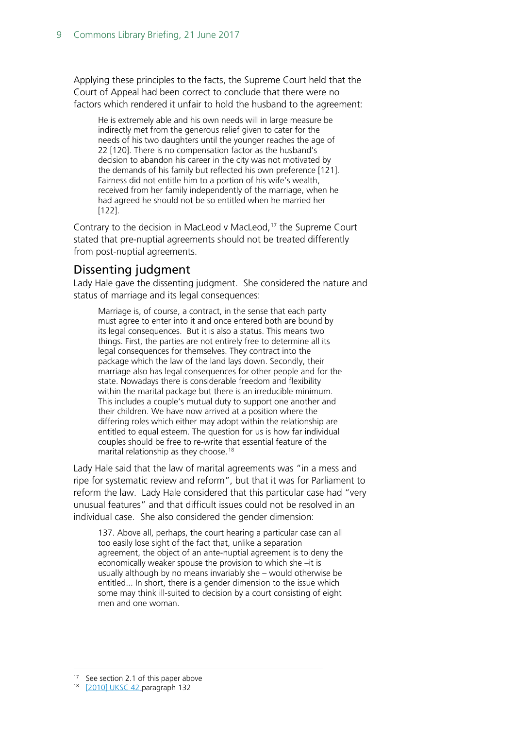Applying these principles to the facts, the Supreme Court held that the Court of Appeal had been correct to conclude that there were no factors which rendered it unfair to hold the husband to the agreement:

> He is extremely able and his own needs will in large measure be indirectly met from the generous relief given to cater for the needs of his two daughters until the younger reaches the age of 22 [120]. There is no compensation factor as the husband's decision to abandon his career in the city was not motivated by the demands of his family but reflected his own preference [121]. Fairness did not entitle him to a portion of his wife's wealth, received from her family independently of the marriage, when he had agreed he should not be so entitled when he married her [122].

Contrary to the decision in MacLeod v MacLeod,[17] the Supreme Court stated that pre-nuptial agreements should not be treated differently from post-nuptial agreements.

## Dissenting judgment

Lady Hale gave the dissenting judgment. She considered the nature and status of marriage and its legal consequences:

> Marriage is, of course, a contract, in the sense that each party must agree to enter into it and once entered both are bound by its legal consequences. But it is also a status. This means two things. First, the parties are not entirely free to determine all its legal consequences for themselves. They contract into the package which the law of the land lays down. Secondly, their marriage also has legal consequences for other people and for the state. Nowadays there is considerable freedom and flexibility within the marital package but there is an irreducible minimum. This includes a couple's mutual duty to support one another and their children. We have now arrived at a position where the differing roles which either may adopt within the relationship are entitled to equal esteem. The question for us is how far individual couples should be free to re-write that essential feature of the marital relationship as they choose.[18]

Lady Hale said that the law of marital agreements was "in a mess and ripe for systematic review and reform", but that it was for Parliament to reform the law. Lady Hale considered that this particular case had "very unusual features" and that difficult issues could not be resolved in an individual case. She also considered the gender dimension:

> 137. Above all, perhaps, the court hearing a particular case can all too easily lose sight of the fact that, unlike a separation agreement, the object of an ante-nuptial agreement is to deny the economically weaker spouse the provision to which she –it is usually although by no means invariably she – would otherwise be entitled... In short, there is a gender dimension to the issue which some may think ill-suited to decision by a court consisting of eight men and one woman.

---

[17] See section 2.1 of this paper above

[18] [2010] UKSC 42 paragraph 132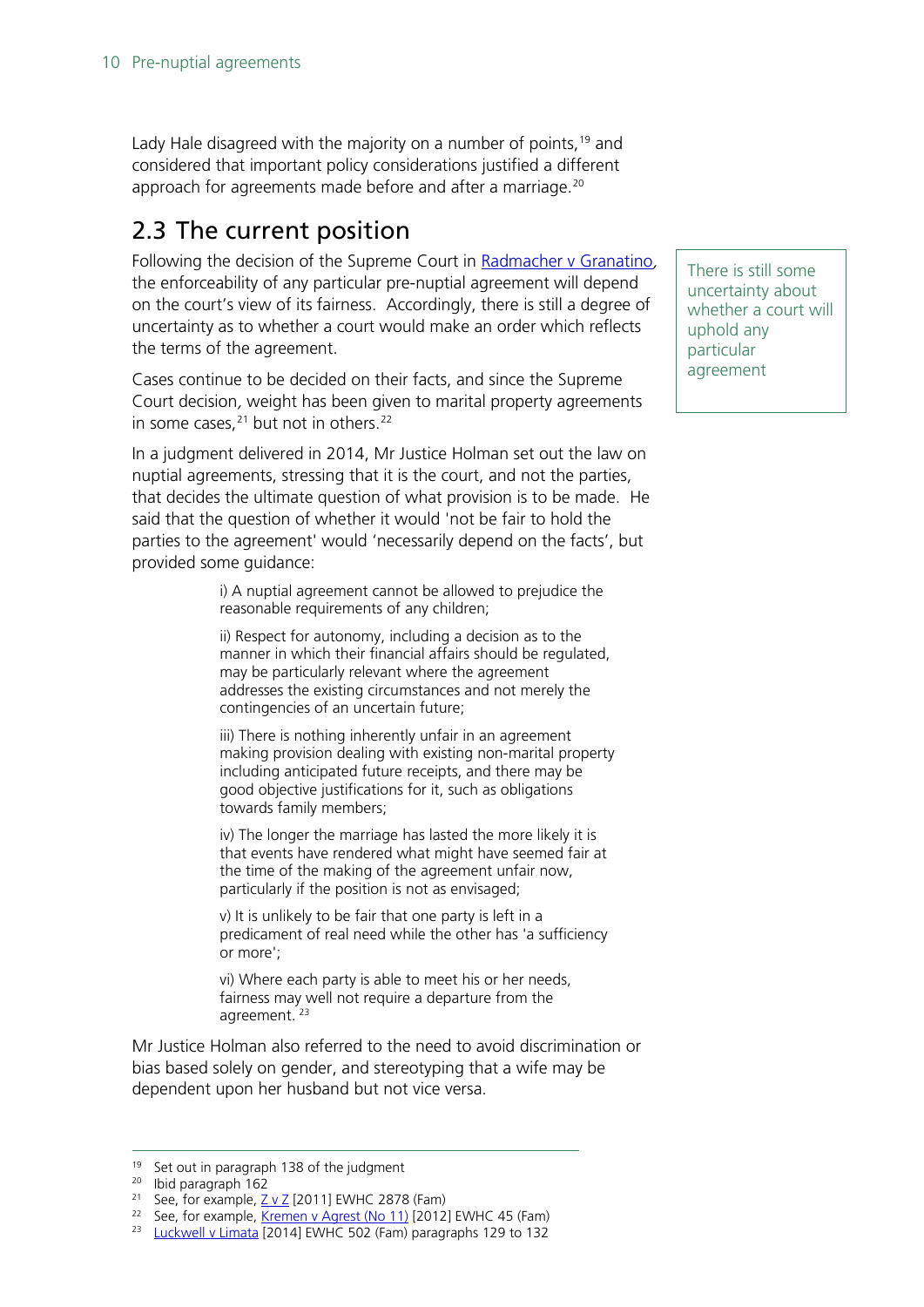Lady Hale disagreed with the majority on a number of points,[19] and considered that important policy considerations justified a different approach for agreements made before and after a marriage.[20]

## 2.3 The current position

Following the decision of the Supreme Court in Radmacher v Granatino, the enforceability of any particular pre-nuptial agreement will depend on the court's view of its fairness. Accordingly, there is still a degree of uncertainty as to whether a court would make an order which reflects the terms of the agreement.

There is still some uncertainty about whether a court will uphold any particular agreement

Cases continue to be decided on their facts, and since the Supreme Court decision, weight has been given to marital property agreements in some cases,[21] but not in others.[22]

In a judgment delivered in 2014, Mr Justice Holman set out the law on nuptial agreements, stressing that it is the court, and not the parties, that decides the ultimate question of what provision is to be made. He said that the question of whether it would 'not be fair to hold the parties to the agreement' would 'necessarily depend on the facts', but provided some guidance:

> i) A nuptial agreement cannot be allowed to prejudice the reasonable requirements of any children;
>
> ii) Respect for autonomy, including a decision as to the manner in which their financial affairs should be regulated, may be particularly relevant where the agreement addresses the existing circumstances and not merely the contingencies of an uncertain future;
>
> iii) There is nothing inherently unfair in an agreement making provision dealing with existing non-marital property including anticipated future receipts, and there may be good objective justifications for it, such as obligations towards family members;
>
> iv) The longer the marriage has lasted the more likely it is that events have rendered what might have seemed fair at the time of the making of the agreement unfair now, particularly if the position is not as envisaged;
>
> v) It is unlikely to be fair that one party is left in a predicament of real need while the other has 'a sufficiency or more';
>
> vi) Where each party is able to meet his or her needs, fairness may well not require a departure from the agreement.[23]

Mr Justice Holman also referred to the need to avoid discrimination or bias based solely on gender, and stereotyping that a wife may be dependent upon her husband but not vice versa.

---

[19] Set out in paragraph 138 of the judgment

[20] Ibid paragraph 162

[21] See, for example, Z v Z [2011] EWHC 2878 (Fam)

[22] See, for example, Kremen v Agrest (No 11) [2012] EWHC 45 (Fam)

[23] Luckwell v Limata [2014] EWHC 502 (Fam) paragraphs 129 to 132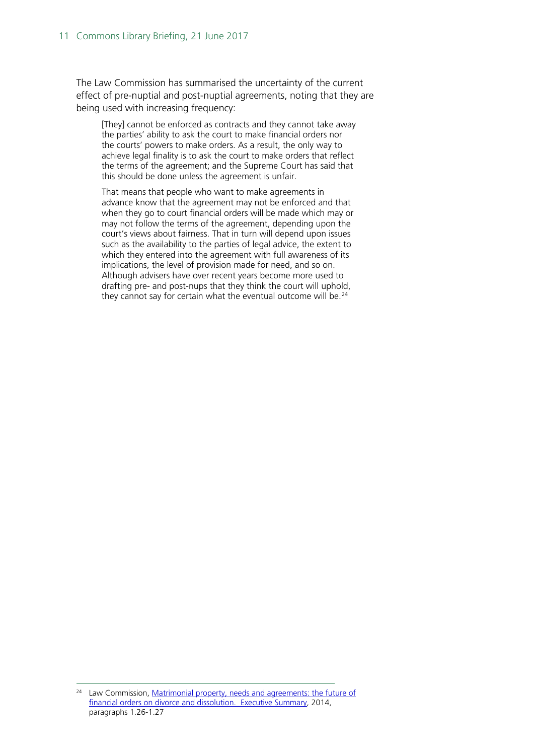The Law Commission has summarised the uncertainty of the current effect of pre-nuptial and post-nuptial agreements, noting that they are being used with increasing frequency:

> [They] cannot be enforced as contracts and they cannot take away the parties' ability to ask the court to make financial orders nor the courts' powers to make orders. As a result, the only way to achieve legal finality is to ask the court to make orders that reflect the terms of the agreement; and the Supreme Court has said that this should be done unless the agreement is unfair.
>
> That means that people who want to make agreements in advance know that the agreement may not be enforced and that when they go to court financial orders will be made which may or may not follow the terms of the agreement, depending upon the court's views about fairness. That in turn will depend upon issues such as the availability to the parties of legal advice, the extent to which they entered into the agreement with full awareness of its implications, the level of provision made for need, and so on. Although advisers have over recent years become more used to drafting pre- and post-nups that they think the court will uphold, they cannot say for certain what the eventual outcome will be.[24]

---

[24] Law Commission, Matrimonial property, needs and agreements: the future of financial orders on divorce and dissolution. Executive Summary, 2014, paragraphs 1.26-1.27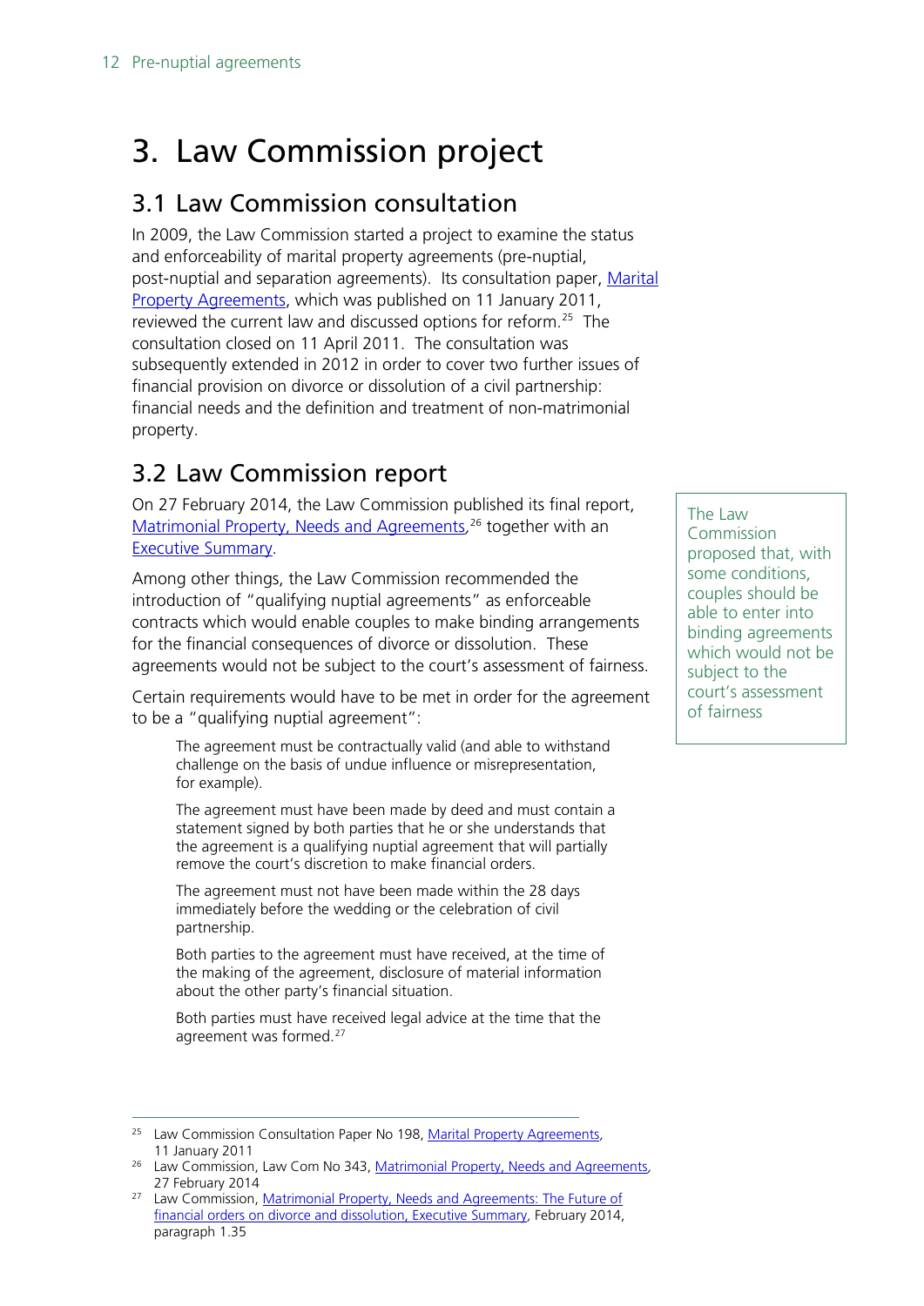# 3. Law Commission project

## 3.1 Law Commission consultation

In 2009, the Law Commission started a project to examine the status and enforceability of marital property agreements (pre-nuptial, post-nuptial and separation agreements). Its consultation paper, Marital Property Agreements, which was published on 11 January 2011, reviewed the current law and discussed options for reform.[25] The consultation closed on 11 April 2011. The consultation was subsequently extended in 2012 in order to cover two further issues of financial provision on divorce or dissolution of a civil partnership: financial needs and the definition and treatment of non-matrimonial property.

## 3.2 Law Commission report

On 27 February 2014, the Law Commission published its final report, Matrimonial Property, Needs and Agreements,[26] together with an Executive Summary.

> The Law Commission proposed that, with some conditions, couples should be able to enter into binding agreements which would not be subject to the court's assessment of fairness

Among other things, the Law Commission recommended the introduction of "qualifying nuptial agreements" as enforceable contracts which would enable couples to make binding arrangements for the financial consequences of divorce or dissolution. These agreements would not be subject to the court's assessment of fairness.

Certain requirements would have to be met in order for the agreement to be a "qualifying nuptial agreement":

> The agreement must be contractually valid (and able to withstand challenge on the basis of undue influence or misrepresentation, for example).
>
> The agreement must have been made by deed and must contain a statement signed by both parties that he or she understands that the agreement is a qualifying nuptial agreement that will partially remove the court's discretion to make financial orders.
>
> The agreement must not have been made within the 28 days immediately before the wedding or the celebration of civil partnership.
>
> Both parties to the agreement must have received, at the time of the making of the agreement, disclosure of material information about the other party's financial situation.
>
> Both parties must have received legal advice at the time that the agreement was formed.[27]

---

[25] Law Commission Consultation Paper No 198, Marital Property Agreements, 11 January 2011

[26] Law Commission, Law Com No 343, Matrimonial Property, Needs and Agreements, 27 February 2014

[27] Law Commission, Matrimonial Property, Needs and Agreements: The Future of financial orders on divorce and dissolution, Executive Summary, February 2014, paragraph 1.35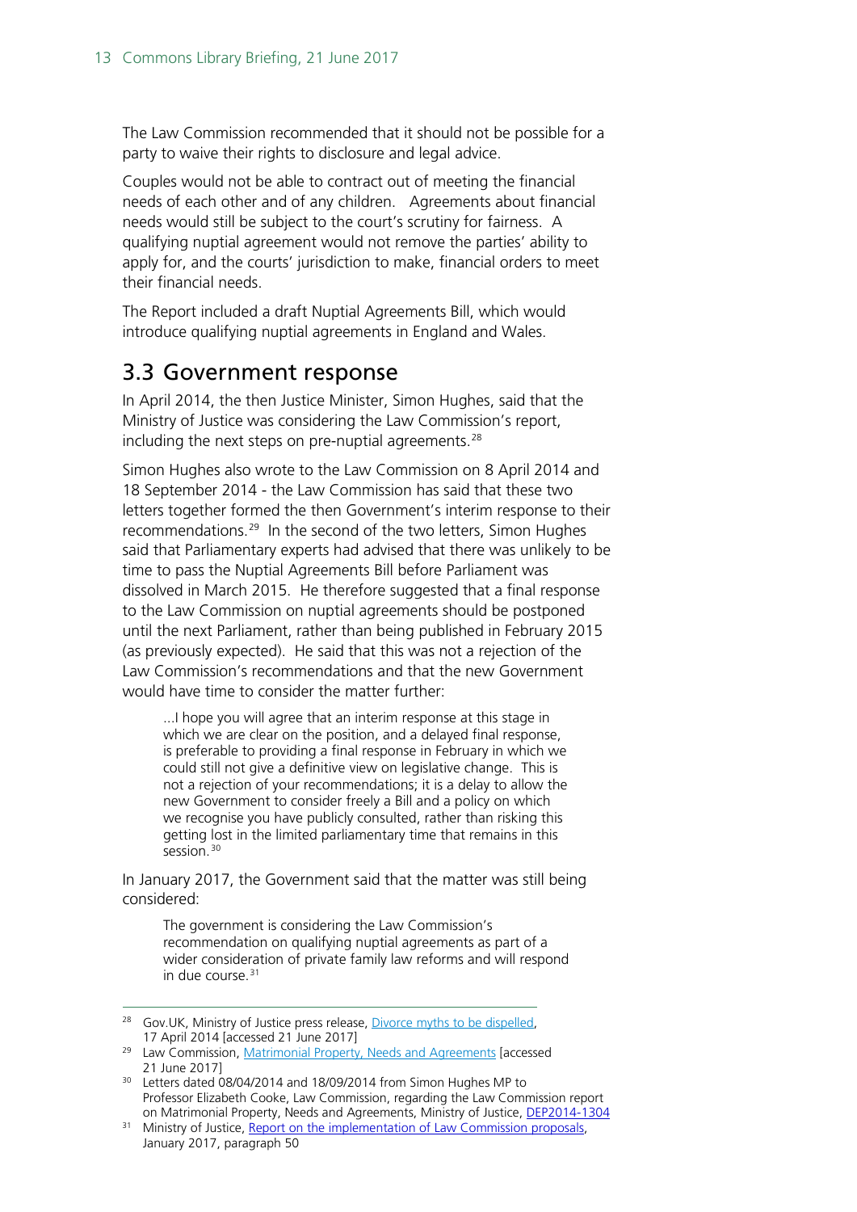The Law Commission recommended that it should not be possible for a party to waive their rights to disclosure and legal advice.

Couples would not be able to contract out of meeting the financial needs of each other and of any children. Agreements about financial needs would still be subject to the court's scrutiny for fairness. A qualifying nuptial agreement would not remove the parties' ability to apply for, and the courts' jurisdiction to make, financial orders to meet their financial needs.

The Report included a draft Nuptial Agreements Bill, which would introduce qualifying nuptial agreements in England and Wales.

## 3.3 Government response

In April 2014, the then Justice Minister, Simon Hughes, said that the Ministry of Justice was considering the Law Commission's report, including the next steps on pre-nuptial agreements.[28]

Simon Hughes also wrote to the Law Commission on 8 April 2014 and 18 September 2014 - the Law Commission has said that these two letters together formed the then Government's interim response to their recommendations.[29] In the second of the two letters, Simon Hughes said that Parliamentary experts had advised that there was unlikely to be time to pass the Nuptial Agreements Bill before Parliament was dissolved in March 2015. He therefore suggested that a final response to the Law Commission on nuptial agreements should be postponed until the next Parliament, rather than being published in February 2015 (as previously expected). He said that this was not a rejection of the Law Commission's recommendations and that the new Government would have time to consider the matter further:

> …I hope you will agree that an interim response at this stage in which we are clear on the position, and a delayed final response, is preferable to providing a final response in February in which we could still not give a definitive view on legislative change. This is not a rejection of your recommendations; it is a delay to allow the new Government to consider freely a Bill and a policy on which we recognise you have publicly consulted, rather than risking this getting lost in the limited parliamentary time that remains in this session.[30]

In January 2017, the Government said that the matter was still being considered:

> The government is considering the Law Commission's recommendation on qualifying nuptial agreements as part of a wider consideration of private family law reforms and will respond in due course.[31]

---

[28] Gov.UK, Ministry of Justice press release, Divorce myths to be dispelled, 17 April 2014 [accessed 21 June 2017]

[29] Law Commission, Matrimonial Property, Needs and Agreements [accessed 21 June 2017]

[30] Letters dated 08/04/2014 and 18/09/2014 from Simon Hughes MP to Professor Elizabeth Cooke, Law Commission, regarding the Law Commission report on Matrimonial Property, Needs and Agreements, Ministry of Justice, DEP2014-1304

[31] Ministry of Justice, Report on the implementation of Law Commission proposals, January 2017, paragraph 50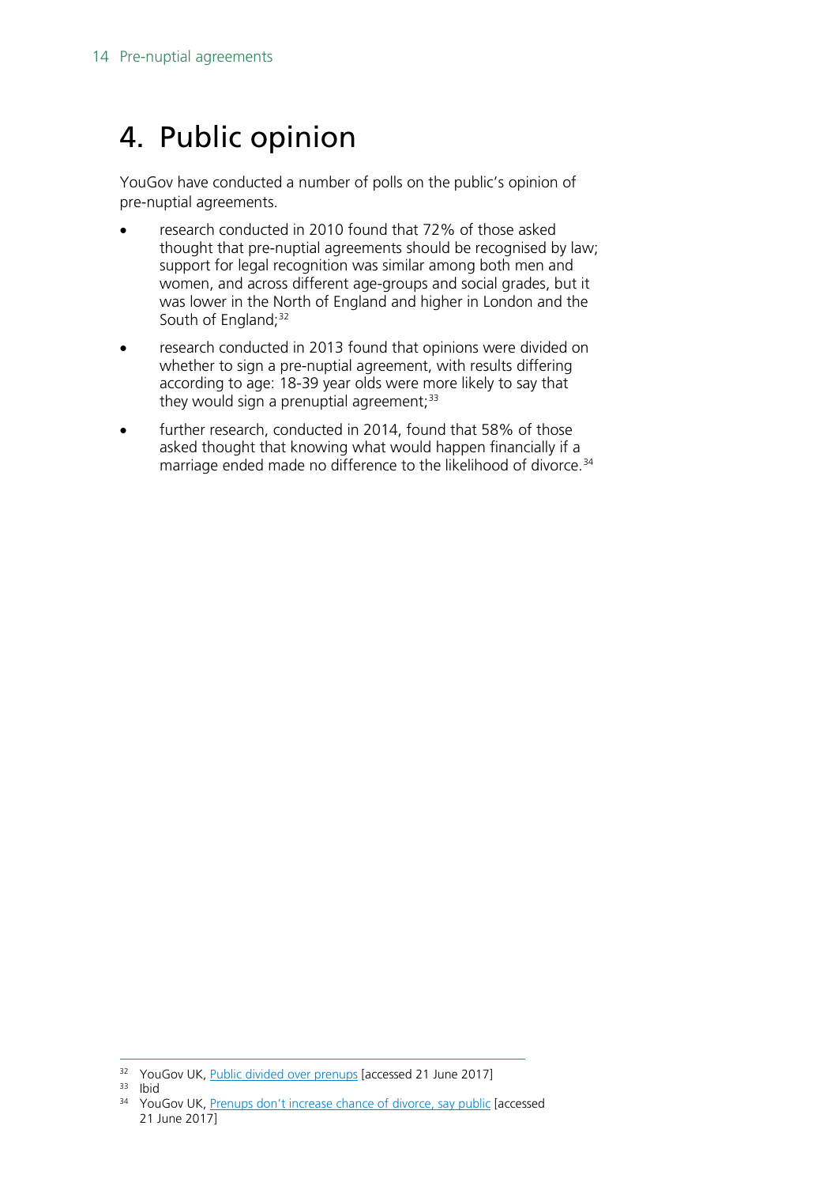# 4. Public opinion

YouGov have conducted a number of polls on the public's opinion of pre-nuptial agreements.

- research conducted in 2010 found that 72% of those asked thought that pre-nuptial agreements should be recognised by law; support for legal recognition was similar among both men and women, and across different age-groups and social grades, but it was lower in the North of England and higher in London and the South of England;[32]
- research conducted in 2013 found that opinions were divided on whether to sign a pre-nuptial agreement, with results differing according to age: 18-39 year olds were more likely to say that they would sign a prenuptial agreement;[33]
- further research, conducted in 2014, found that 58% of those asked thought that knowing what would happen financially if a marriage ended made no difference to the likelihood of divorce.[34]

---

[32] YouGov UK, Public divided over prenups [accessed 21 June 2017]

[33] Ibid

[34] YouGov UK, Prenups don't increase chance of divorce, say public [accessed 21 June 2017]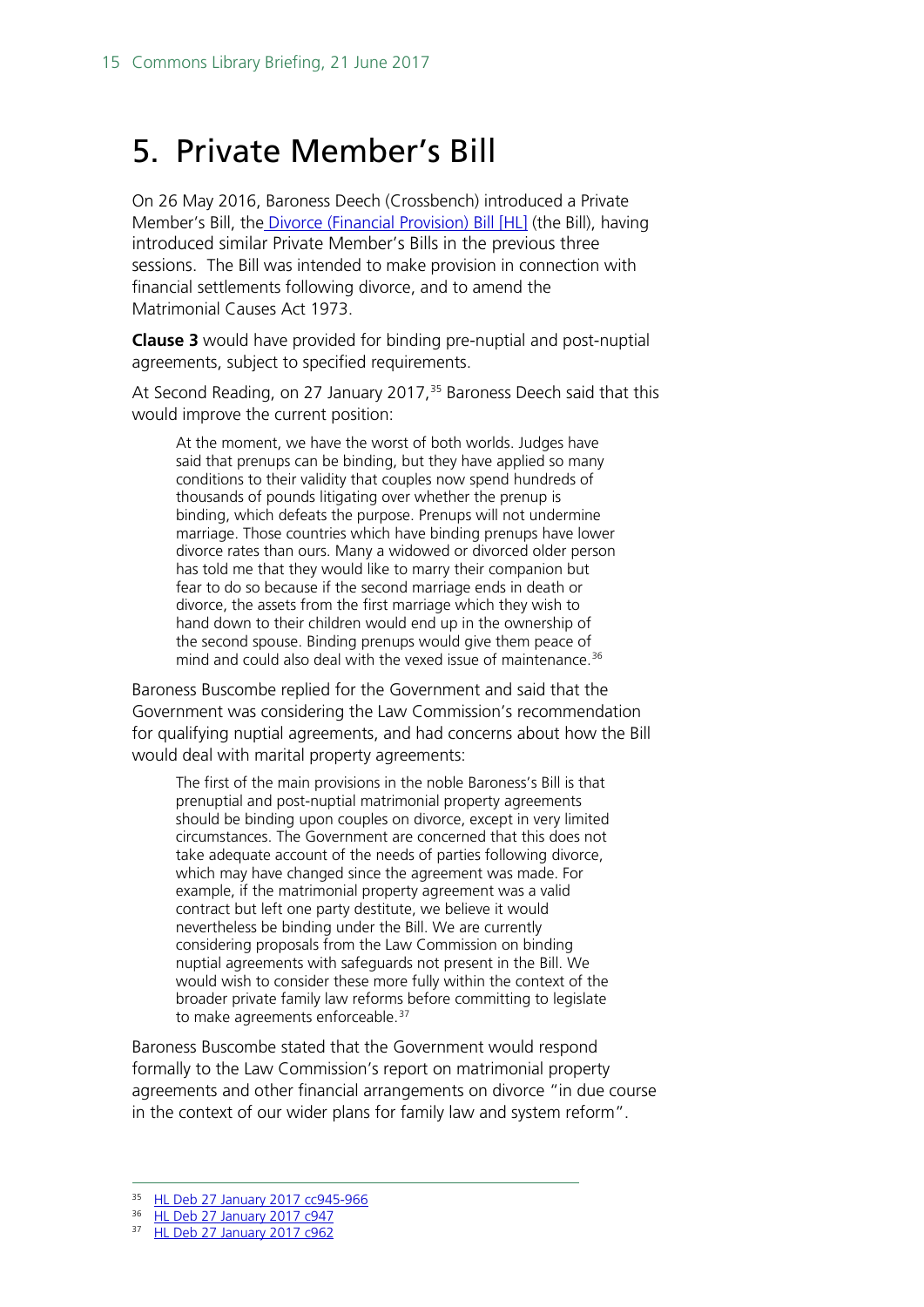# 5. Private Member's Bill

On 26 May 2016, Baroness Deech (Crossbench) introduced a Private Member's Bill, the Divorce (Financial Provision) Bill [HL] (the Bill), having introduced similar Private Member's Bills in the previous three sessions. The Bill was intended to make provision in connection with financial settlements following divorce, and to amend the Matrimonial Causes Act 1973.

**Clause 3** would have provided for binding pre-nuptial and post-nuptial agreements, subject to specified requirements.

At Second Reading, on 27 January 2017,[35] Baroness Deech said that this would improve the current position:

> At the moment, we have the worst of both worlds. Judges have said that prenups can be binding, but they have applied so many conditions to their validity that couples now spend hundreds of thousands of pounds litigating over whether the prenup is binding, which defeats the purpose. Prenups will not undermine marriage. Those countries which have binding prenups have lower divorce rates than ours. Many a widowed or divorced older person has told me that they would like to marry their companion but fear to do so because if the second marriage ends in death or divorce, the assets from the first marriage which they wish to hand down to their children would end up in the ownership of the second spouse. Binding prenups would give them peace of mind and could also deal with the vexed issue of maintenance.[36]

Baroness Buscombe replied for the Government and said that the Government was considering the Law Commission's recommendation for qualifying nuptial agreements, and had concerns about how the Bill would deal with marital property agreements:

> The first of the main provisions in the noble Baroness's Bill is that prenuptial and post-nuptial matrimonial property agreements should be binding upon couples on divorce, except in very limited circumstances. The Government are concerned that this does not take adequate account of the needs of parties following divorce, which may have changed since the agreement was made. For example, if the matrimonial property agreement was a valid contract but left one party destitute, we believe it would nevertheless be binding under the Bill. We are currently considering proposals from the Law Commission on binding nuptial agreements with safeguards not present in the Bill. We would wish to consider these more fully within the context of the broader private family law reforms before committing to legislate to make agreements enforceable.[37]

Baroness Buscombe stated that the Government would respond formally to the Law Commission's report on matrimonial property agreements and other financial arrangements on divorce "in due course in the context of our wider plans for family law and system reform".

---

[35] HL Deb 27 January 2017 cc945-966

[36] HL Deb 27 January 2017 c947

[37] HL Deb 27 January 2017 c962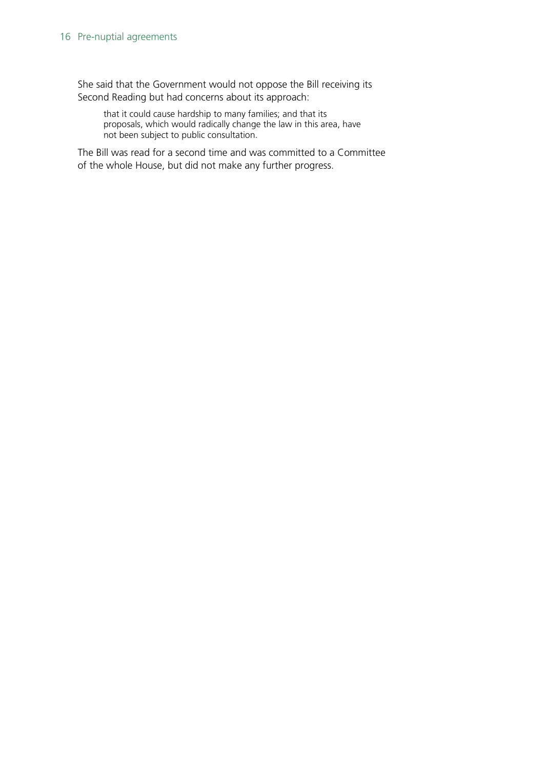She said that the Government would not oppose the Bill receiving its Second Reading but had concerns about its approach:

> that it could cause hardship to many families; and that its proposals, which would radically change the law in this area, have not been subject to public consultation.

The Bill was read for a second time and was committed to a Committee of the whole House, but did not make any further progress.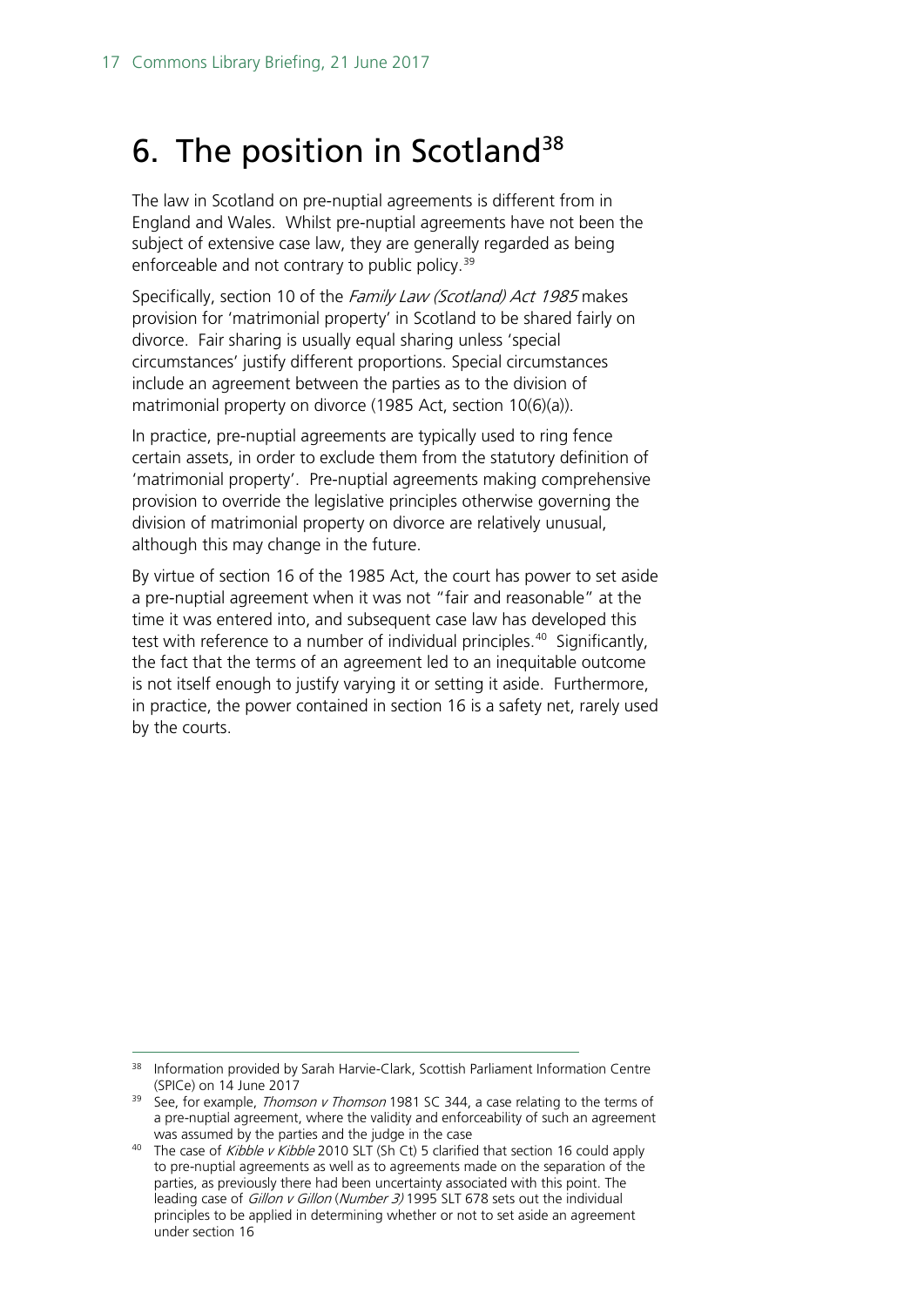# 6. The position in Scotland[38]

The law in Scotland on pre-nuptial agreements is different from in England and Wales. Whilst pre-nuptial agreements have not been the subject of extensive case law, they are generally regarded as being enforceable and not contrary to public policy.[39]

Specifically, section 10 of the *Family Law (Scotland) Act 1985* makes provision for 'matrimonial property' in Scotland to be shared fairly on divorce. Fair sharing is usually equal sharing unless 'special circumstances' justify different proportions. Special circumstances include an agreement between the parties as to the division of matrimonial property on divorce (1985 Act, section 10(6)(a)).

In practice, pre-nuptial agreements are typically used to ring fence certain assets, in order to exclude them from the statutory definition of 'matrimonial property'. Pre-nuptial agreements making comprehensive provision to override the legislative principles otherwise governing the division of matrimonial property on divorce are relatively unusual, although this may change in the future.

By virtue of section 16 of the 1985 Act, the court has power to set aside a pre-nuptial agreement when it was not "fair and reasonable" at the time it was entered into, and subsequent case law has developed this test with reference to a number of individual principles.[40] Significantly, the fact that the terms of an agreement led to an inequitable outcome is not itself enough to justify varying it or setting it aside. Furthermore, in practice, the power contained in section 16 is a safety net, rarely used by the courts.

---

[38] Information provided by Sarah Harvie-Clark, Scottish Parliament Information Centre (SPICe) on 14 June 2017

[39] See, for example, *Thomson v Thomson* 1981 SC 344, a case relating to the terms of a pre-nuptial agreement, where the validity and enforceability of such an agreement was assumed by the parties and the judge in the case

[40] The case of *Kibble v Kibble* 2010 SLT (Sh Ct) 5 clarified that section 16 could apply to pre-nuptial agreements as well as to agreements made on the separation of the parties, as previously there had been uncertainty associated with this point. The leading case of *Gillon v Gillon* (*Number 3)* 1995 SLT 678 sets out the individual principles to be applied in determining whether or not to set aside an agreement under section 16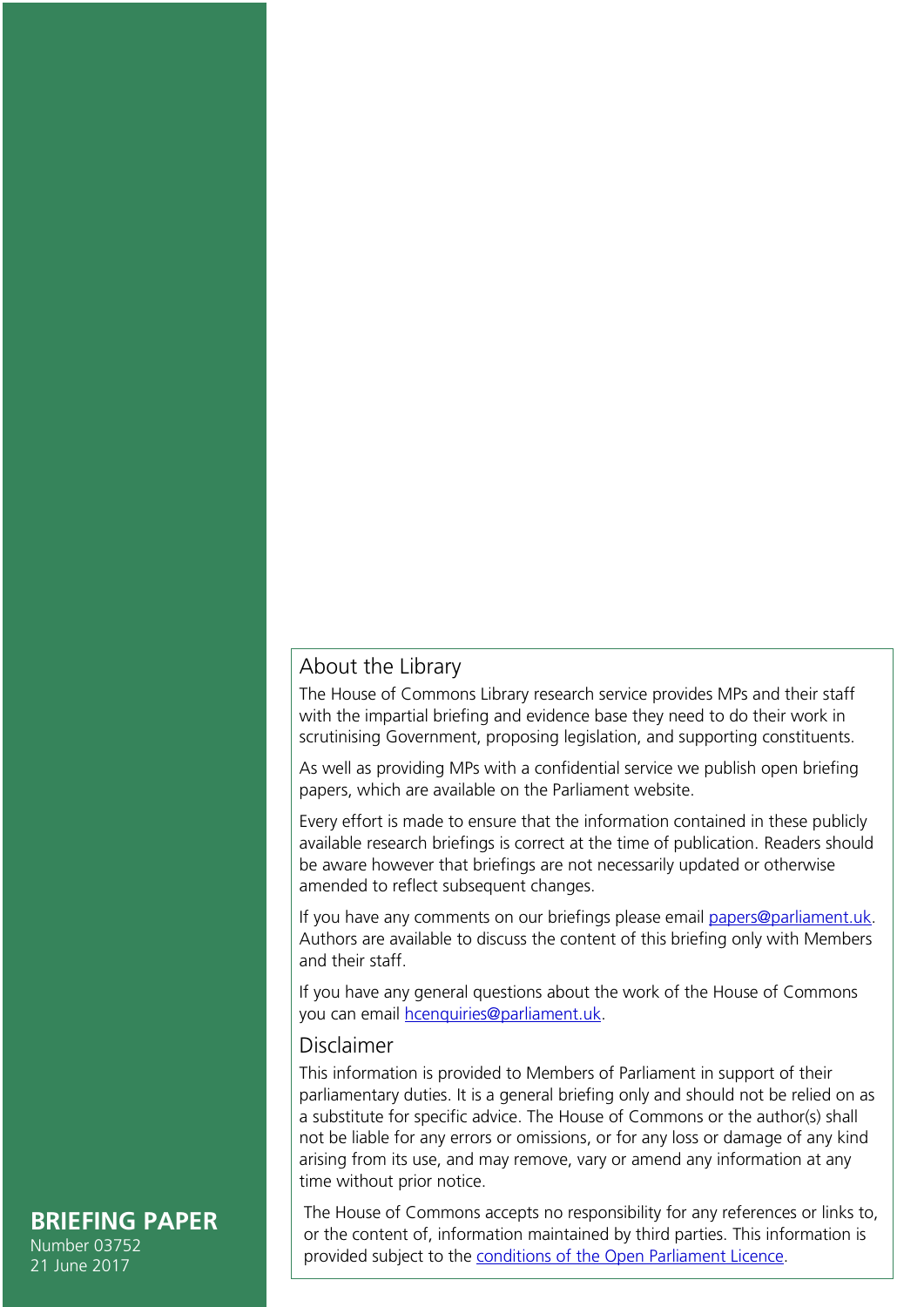## About the Library

The House of Commons Library research service provides MPs and their staff with the impartial briefing and evidence base they need to do their work in scrutinising Government, proposing legislation, and supporting constituents.

As well as providing MPs with a confidential service we publish open briefing papers, which are available on the Parliament website.

Every effort is made to ensure that the information contained in these publicly available research briefings is correct at the time of publication. Readers should be aware however that briefings are not necessarily updated or otherwise amended to reflect subsequent changes.

If you have any comments on our briefings please email papers@parliament.uk. Authors are available to discuss the content of this briefing only with Members and their staff.

If you have any general questions about the work of the House of Commons you can email hcenquiries@parliament.uk.

## Disclaimer

This information is provided to Members of Parliament in support of their parliamentary duties. It is a general briefing only and should not be relied on as a substitute for specific advice. The House of Commons or the author(s) shall not be liable for any errors or omissions, or for any loss or damage of any kind arising from its use, and may remove, vary or amend any information at any time without prior notice.

The House of Commons accepts no responsibility for any references or links to, or the content of, information maintained by third parties. This information is provided subject to the conditions of the Open Parliament Licence.

**BRIEFING PAPER**
Number 03752
21 June 2017